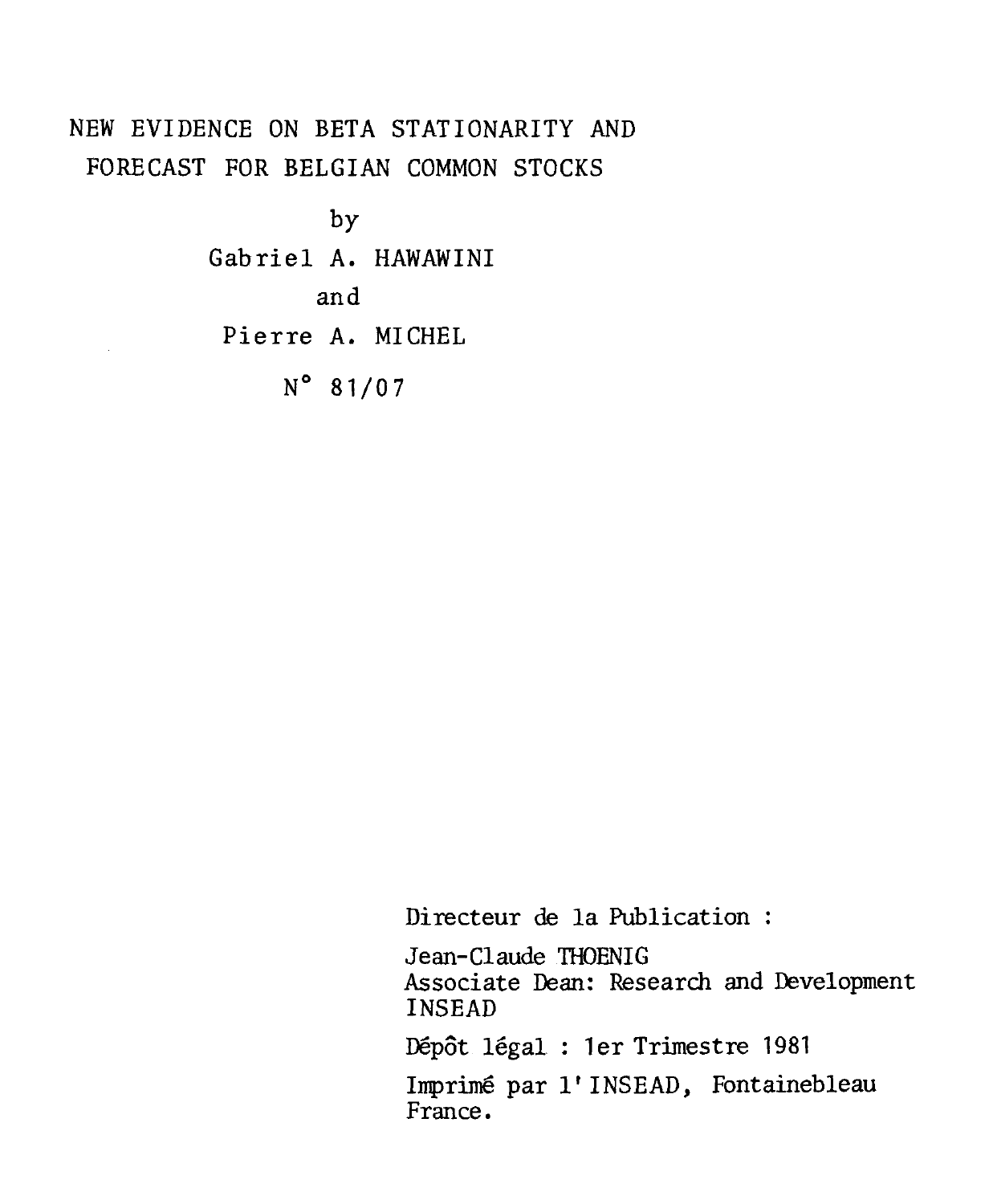# NEW EVIDENCE ON BETA STATIONARITY AND FORECAST FOR BELGIAN COMMON STOCKS

by

Gabriel A. HAWAWINI

and

Pierre A. MICHEL

N° 81/07

Directeur de la Publication :

Jean-Claude THOENIG
Associate Dean: Research and Development
INSEAD

Dépôt légal : 1er Trimestre 1981

Imprimé par l'INSEAD, Fontainebleau
France.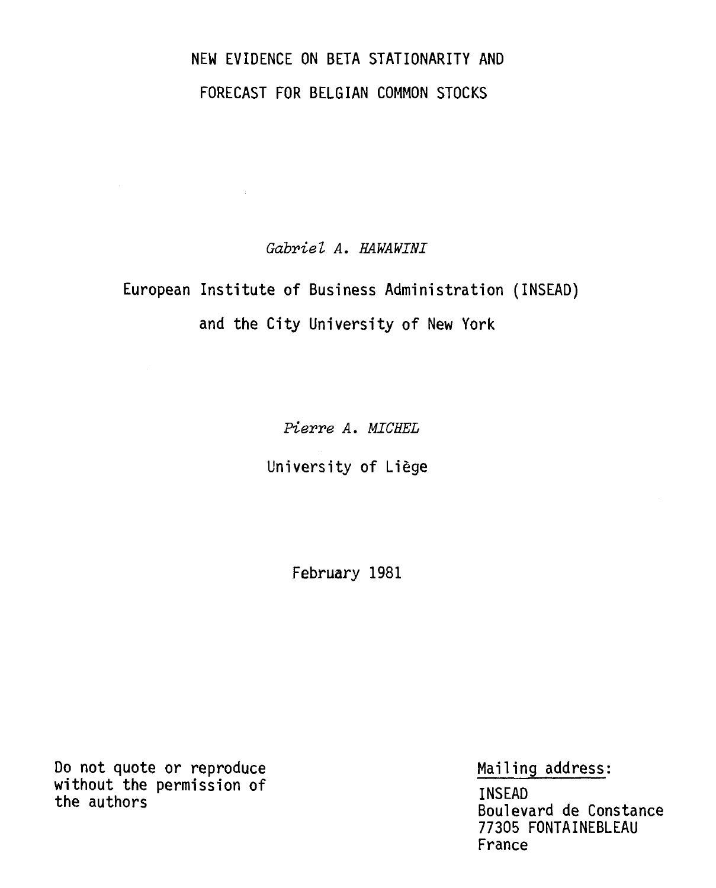# NEW EVIDENCE ON BETA STATIONARITY AND FORECAST FOR BELGIAN COMMON STOCKS

*Gabriel A. HAWAWINI*

European Institute of Business Administration (INSEAD)

and the City University of New York

*Pierre A. MICHEL*

University of Liège

February 1981

Do not quote or reproduce without the permission of the authors

Mailing address:

INSEAD
Boulevard de Constance
77305 FONTAINEBLEAU
France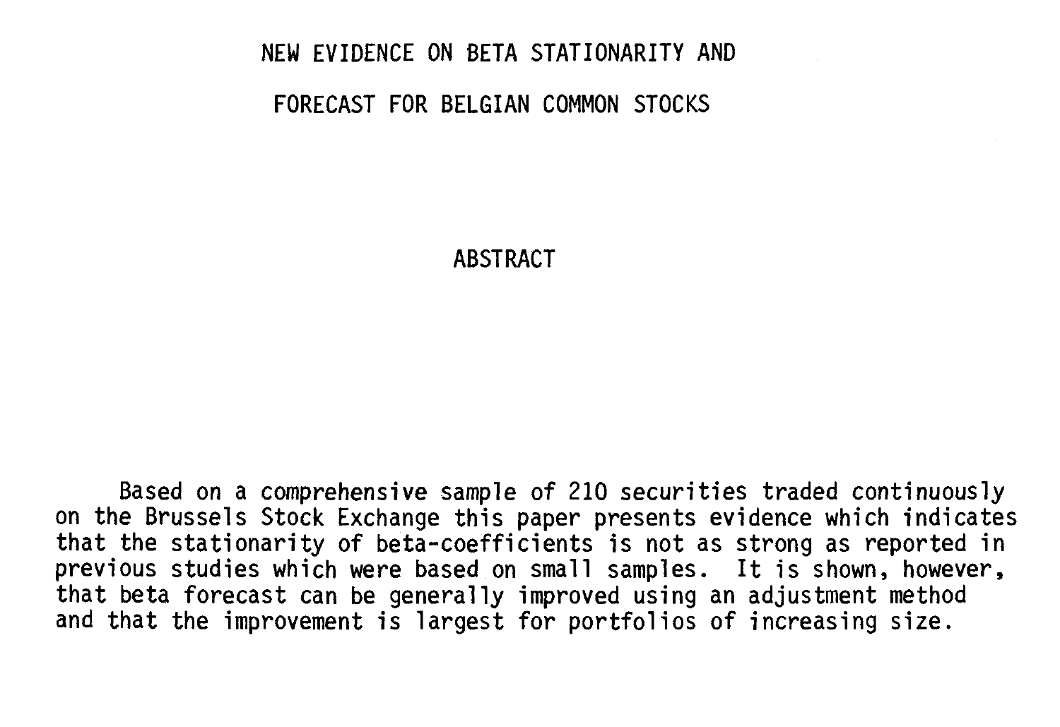# NEW EVIDENCE ON BETA STATIONARITY AND FORECAST FOR BELGIAN COMMON STOCKS

## ABSTRACT

Based on a comprehensive sample of 210 securities traded continuously on the Brussels Stock Exchange this paper presents evidence which indicates that the stationarity of beta-coefficients is not as strong as reported in previous studies which were based on small samples. It is shown, however, that beta forecast can be generally improved using an adjustment method and that the improvement is largest for portfolios of increasing size.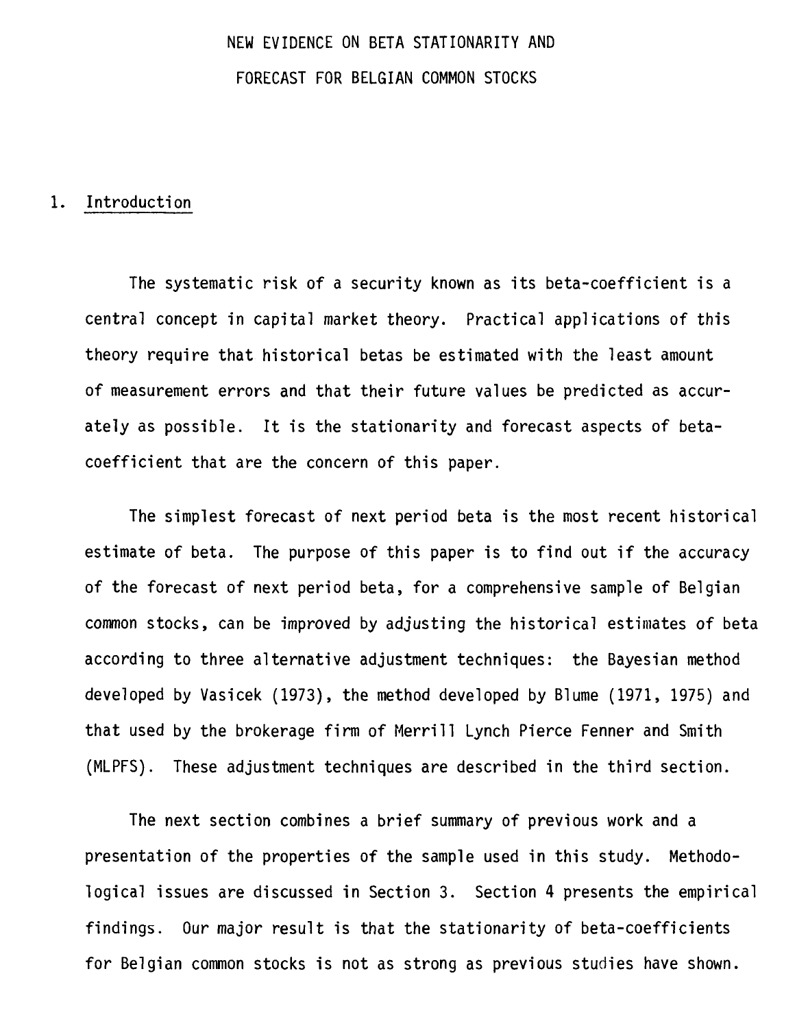# NEW EVIDENCE ON BETA STATIONARITY AND FORECAST FOR BELGIAN COMMON STOCKS

## 1. Introduction

The systematic risk of a security known as its beta-coefficient is a central concept in capital market theory. Practical applications of this theory require that historical betas be estimated with the least amount of measurement errors and that their future values be predicted as accurately as possible. It is the stationarity and forecast aspects of beta-coefficient that are the concern of this paper.

The simplest forecast of next period beta is the most recent historical estimate of beta. The purpose of this paper is to find out if the accuracy of the forecast of next period beta, for a comprehensive sample of Belgian common stocks, can be improved by adjusting the historical estimates of beta according to three alternative adjustment techniques: the Bayesian method developed by Vasicek (1973), the method developed by Blume (1971, 1975) and that used by the brokerage firm of Merrill Lynch Pierce Fenner and Smith (MLPFS). These adjustment techniques are described in the third section.

The next section combines a brief summary of previous work and a presentation of the properties of the sample used in this study. Methodological issues are discussed in Section 3. Section 4 presents the empirical findings. Our major result is that the stationarity of beta-coefficients for Belgian common stocks is not as strong as previous studies have shown.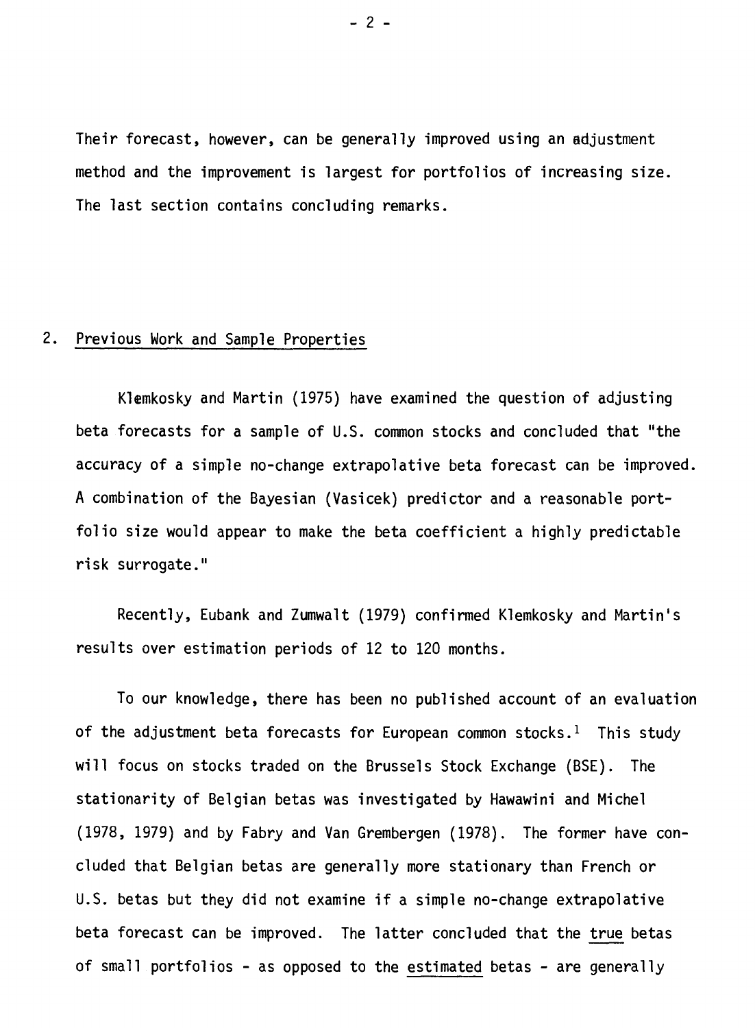Their forecast, however, can be generally improved using an adjustment method and the improvement is largest for portfolios of increasing size. The last section contains concluding remarks.

## 2. Previous Work and Sample Properties

Klemkosky and Martin (1975) have examined the question of adjusting beta forecasts for a sample of U.S. common stocks and concluded that "the accuracy of a simple no-change extrapolative beta forecast can be improved. A combination of the Bayesian (Vasicek) predictor and a reasonable portfolio size would appear to make the beta coefficient a highly predictable risk surrogate."

Recently, Eubank and Zumwalt (1979) confirmed Klemkosky and Martin's results over estimation periods of 12 to 120 months.

To our knowledge, there has been no published account of an evaluation of the adjustment beta forecasts for European common stocks.[1] This study will focus on stocks traded on the Brussels Stock Exchange (BSE). The stationarity of Belgian betas was investigated by Hawawini and Michel (1978, 1979) and by Fabry and Van Grembergen (1978). The former have concluded that Belgian betas are generally more stationary than French or U.S. betas but they did not examine if a simple no-change extrapolative beta forecast can be improved. The latter concluded that the <u>true</u> betas of small portfolios - as opposed to the <u>estimated</u> betas - are generally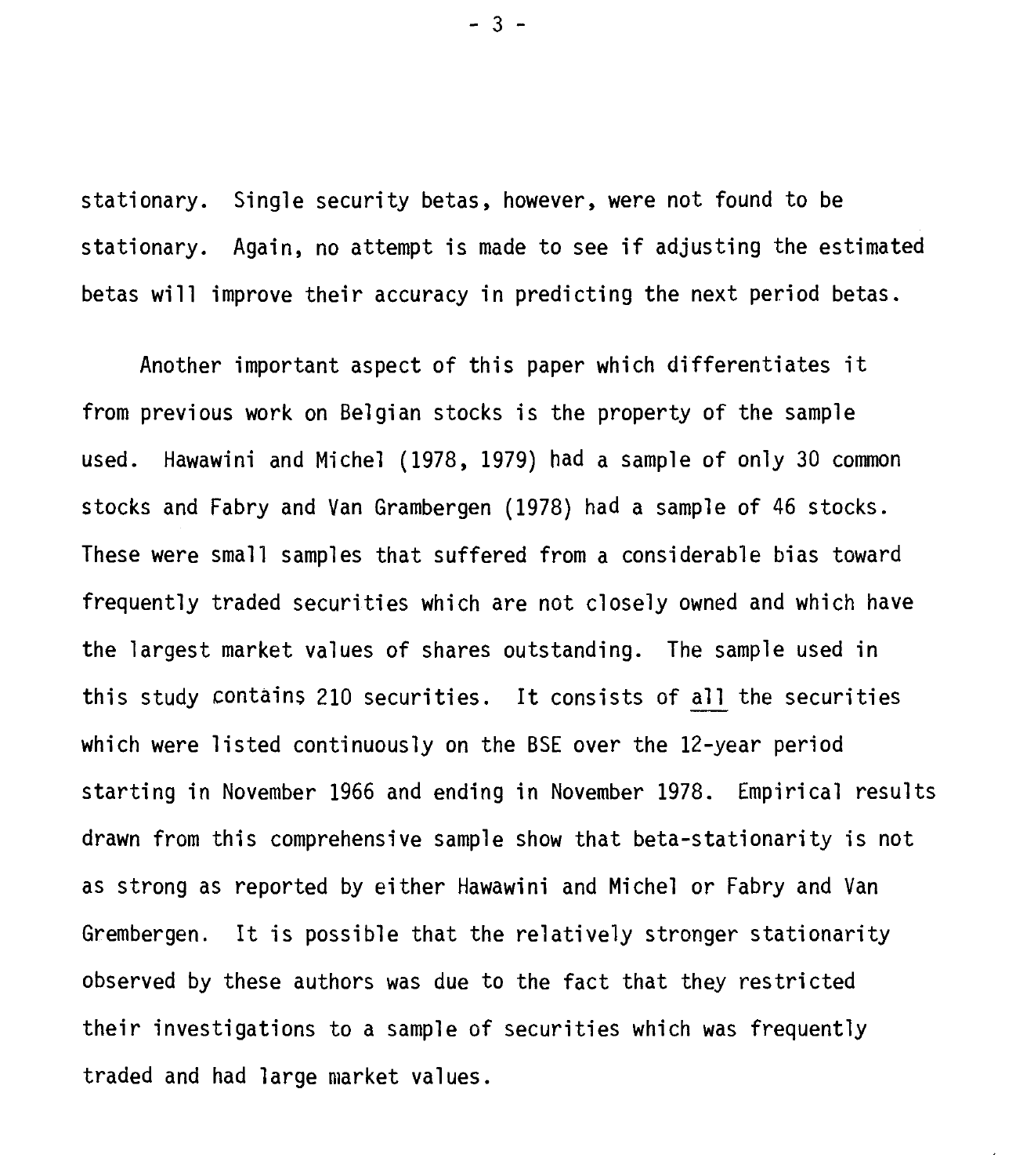stationary. Single security betas, however, were not found to be stationary. Again, no attempt is made to see if adjusting the estimated betas will improve their accuracy in predicting the next period betas.

Another important aspect of this paper which differentiates it from previous work on Belgian stocks is the property of the sample used. Hawawini and Michel (1978, 1979) had a sample of only 30 common stocks and Fabry and Van Grambergen (1978) had a sample of 46 stocks. These were small samples that suffered from a considerable bias toward frequently traded securities which are not closely owned and which have the largest market values of shares outstanding. The sample used in this study contains 210 securities. It consists of <u>all</u> the securities which were listed continuously on the BSE over the 12-year period starting in November 1966 and ending in November 1978. Empirical results drawn from this comprehensive sample show that beta-stationarity is not as strong as reported by either Hawawini and Michel or Fabry and Van Grembergen. It is possible that the relatively stronger stationarity observed by these authors was due to the fact that they restricted their investigations to a sample of securities which was frequently traded and had large market values.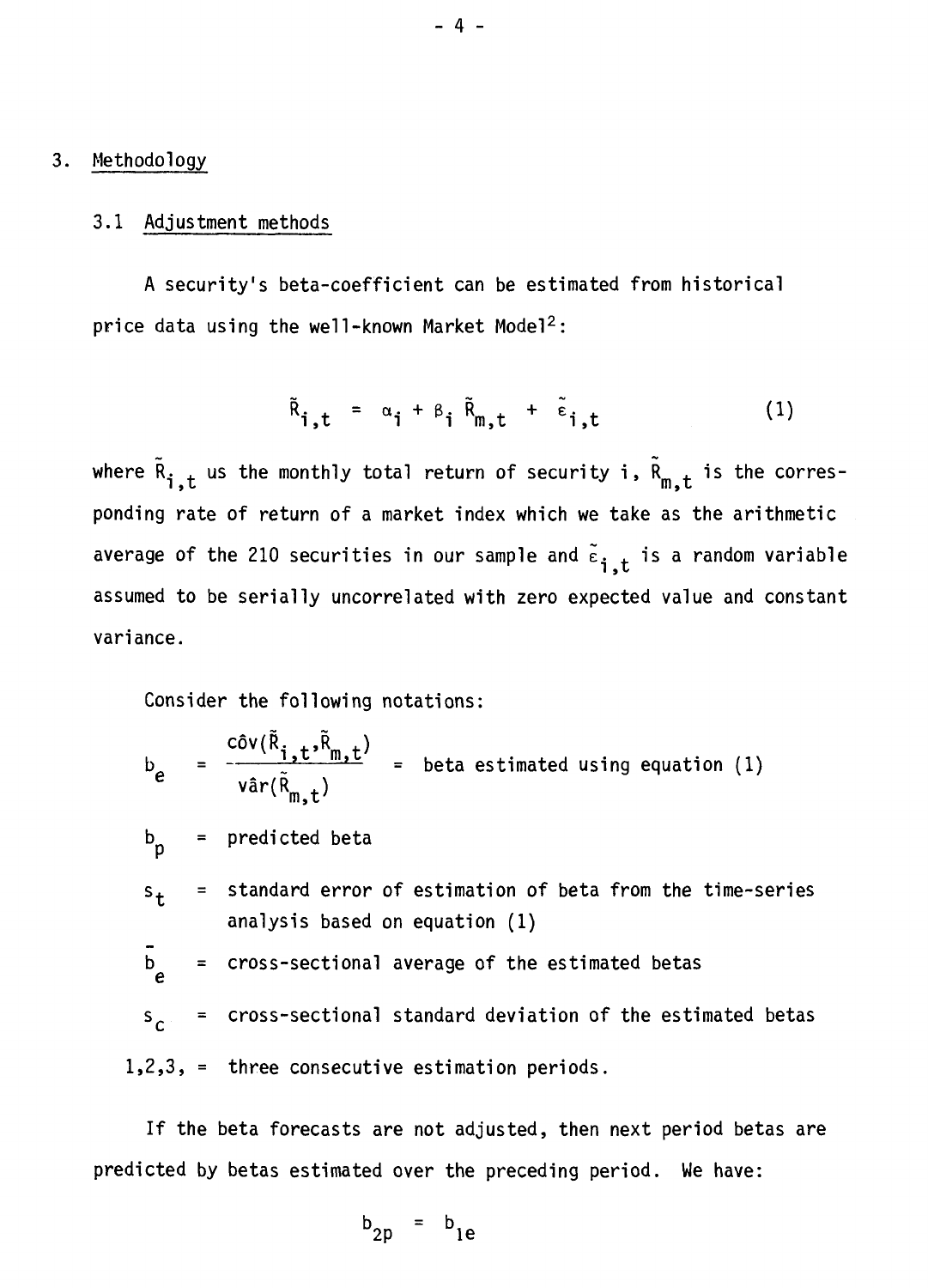## 3. Methodology

### 3.1 Adjustment methods

A security's beta-coefficient can be estimated from historical price data using the well-known Market Model[2]:

$$\tilde{R}_{i,t} = \alpha_i + \beta_i \tilde{R}_{m,t} + \tilde{\varepsilon}_{i,t} \tag{1}$$

where $\tilde{R}_{i,t}$ us the monthly total return of security i, $\tilde{R}_{m,t}$ is the corresponding rate of return of a market index which we take as the arithmetic average of the 210 securities in our sample and $\tilde{\varepsilon}_{i,t}$ is a random variable assumed to be serially uncorrelated with zero expected value and constant variance.

Consider the following notations:

$b_e = \dfrac{\hat{\text{cov}}(\tilde{R}_{i,t},\tilde{R}_{m,t})}{\hat{\text{var}}(\tilde{R}_{m,t})}$ = beta estimated using equation (1)

$b_p$ = predicted beta

$s_t$ = standard error of estimation of beta from the time-series analysis based on equation (1)

$\bar{b}_e$ = cross-sectional average of the estimated betas

$s_c$ = cross-sectional standard deviation of the estimated betas

1,2,3, = three consecutive estimation periods.

If the beta forecasts are not adjusted, then next period betas are predicted by betas estimated over the preceding period. We have:

$$b_{2p} = b_{1e}$$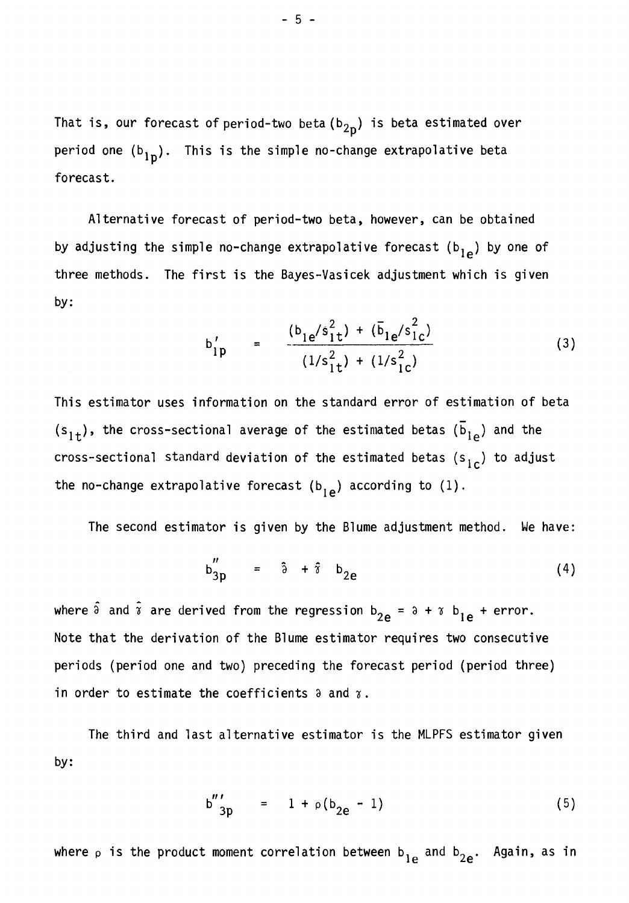That is, our forecast of period-two beta ($b_{2p}$) is beta estimated over period one ($b_{1p}$). This is the simple no-change extrapolative beta forecast.

Alternative forecast of period-two beta, however, can be obtained by adjusting the simple no-change extrapolative forecast ($b_{1e}$) by one of three methods. The first is the Bayes-Vasicek adjustment which is given by:

$$b'_{1p} = \frac{(b_{1e}/s_{1t}^2) + (\bar{b}_{1e}/s_{1c}^2)}{(1/s_{1t}^2) + (1/s_{1c}^2)} \tag{3}$$

This estimator uses information on the standard error of estimation of beta ($s_{1t}$), the cross-sectional average of the estimated betas ($\bar{b}_{1e}$) and the cross-sectional standard deviation of the estimated betas ($s_{1c}$) to adjust the no-change extrapolative forecast ($b_{1e}$) according to (1).

The second estimator is given by the Blume adjustment method. We have:

$$b''_{3p} = \hat{\partial} + \hat{\gamma} \; b_{2e} \tag{4}$$

where $\hat{\partial}$ and $\hat{\gamma}$ are derived from the regression $b_{2e} = \partial + \gamma \, b_{1e}$ + error. Note that the derivation of the Blume estimator requires two consecutive periods (period one and two) preceding the forecast period (period three) in order to estimate the coefficients $\partial$ and $\gamma$.

The third and last alternative estimator is the MLPFS estimator given by:

$$b'''_{3p} = 1 + \rho(b_{2e} - 1) \tag{5}$$

where $\rho$ is the product moment correlation between $b_{1e}$ and $b_{2e}$. Again, as in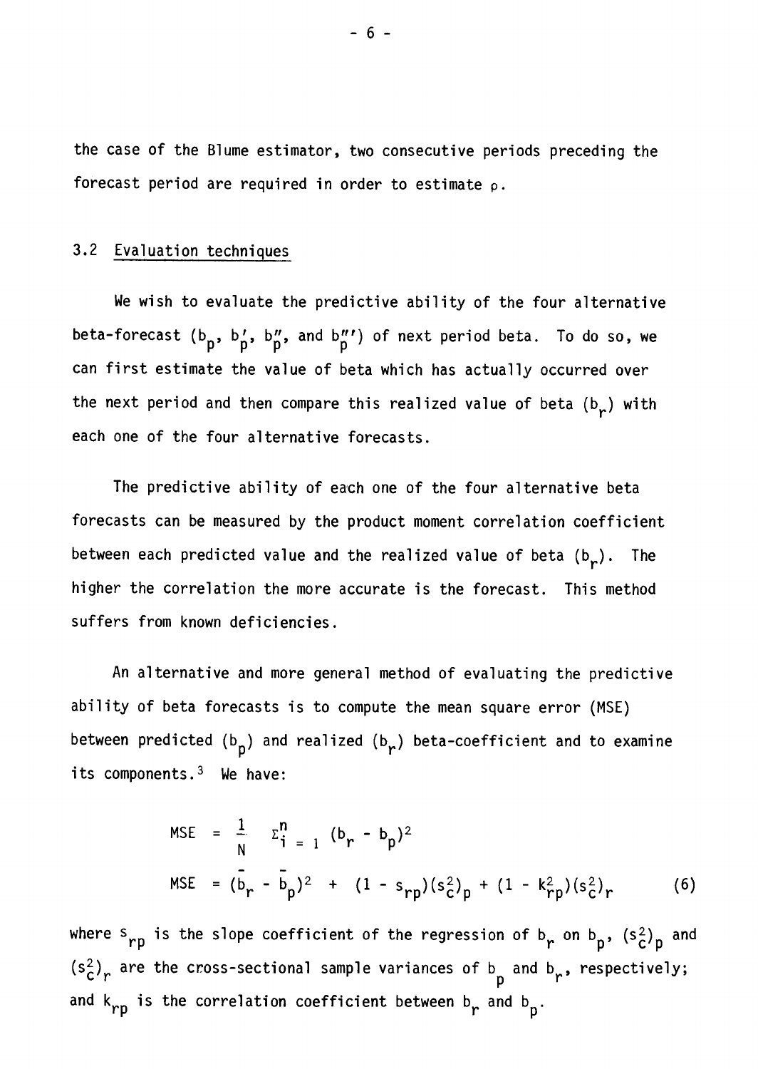the case of the Blume estimator, two consecutive periods preceding the forecast period are required in order to estimate $\rho$.

### 3.2 Evaluation techniques

We wish to evaluate the predictive ability of the four alternative beta-forecast ($b_p$, $b'_p$, $b''_p$, and $b'''_p$) of next period beta. To do so, we can first estimate the value of beta which has actually occurred over the next period and then compare this realized value of beta ($b_r$) with each one of the four alternative forecasts.

The predictive ability of each one of the four alternative beta forecasts can be measured by the product moment correlation coefficient between each predicted value and the realized value of beta ($b_r$). The higher the correlation the more accurate is the forecast. This method suffers from known deficiencies.

An alternative and more general method of evaluating the predictive ability of beta forecasts is to compute the mean square error (MSE) between predicted ($b_p$) and realized ($b_r$) beta-coefficient and to examine its components.[3] We have:

$$\text{MSE} = \frac{1}{N} \Sigma_{i=1}^{n} (b_r - b_p)^2$$

$$\text{MSE} = (\bar{b}_r - \bar{b}_p)^2 + (1 - s_{rp})(s_c^2)_p + (1 - k_{rp}^2)(s_c^2)_r \tag{6}$$

where $s_{rp}$ is the slope coefficient of the regression of $b_r$ on $b_p$, $(s_c^2)_p$ and $(s_c^2)_r$ are the cross-sectional sample variances of $b_p$ and $b_r$, respectively; and $k_{rp}$ is the correlation coefficient between $b_r$ and $b_p$.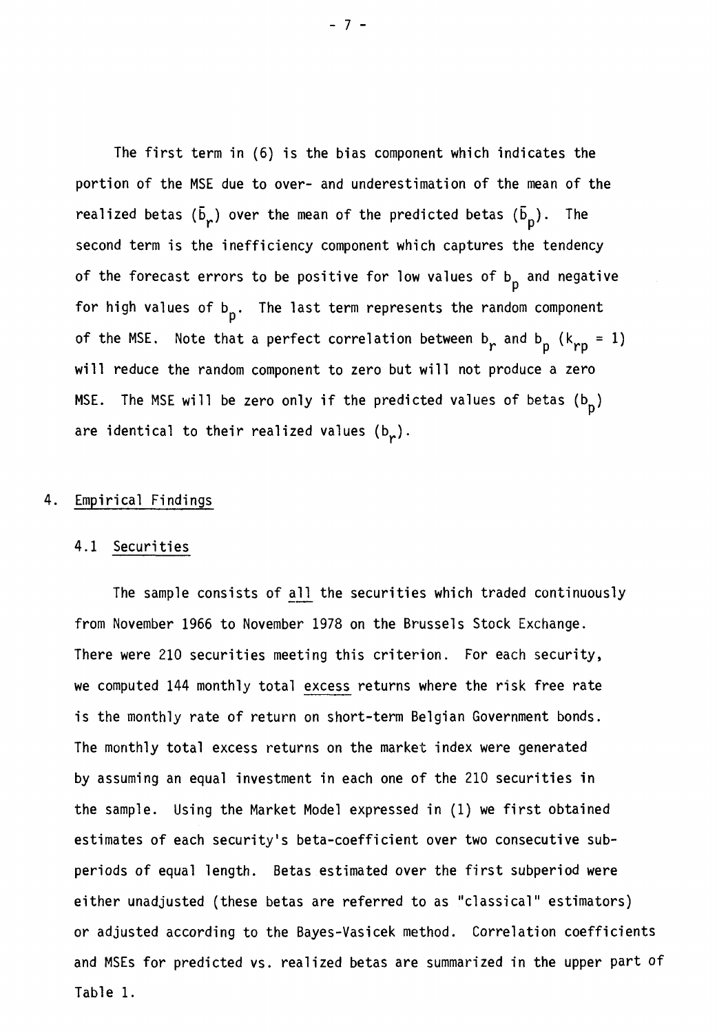The first term in (6) is the bias component which indicates the portion of the MSE due to over- and underestimation of the mean of the realized betas ($\bar{b}_r$) over the mean of the predicted betas ($\bar{b}_p$). The second term is the inefficiency component which captures the tendency of the forecast errors to be positive for low values of $b_p$ and negative for high values of $b_p$. The last term represents the random component of the MSE. Note that a perfect correlation between $b_r$ and $b_p$ ($k_{rp} = 1$) will reduce the random component to zero but will not produce a zero MSE. The MSE will be zero only if the predicted values of betas ($b_p$) are identical to their realized values ($b_r$).

## 4. Empirical Findings

### 4.1 Securities

The sample consists of all the securities which traded continuously from November 1966 to November 1978 on the Brussels Stock Exchange. There were 210 securities meeting this criterion. For each security, we computed 144 monthly total excess returns where the risk free rate is the monthly rate of return on short-term Belgian Government bonds. The monthly total excess returns on the market index were generated by assuming an equal investment in each one of the 210 securities in the sample. Using the Market Model expressed in (1) we first obtained estimates of each security's beta-coefficient over two consecutive subperiods of equal length. Betas estimated over the first subperiod were either unadjusted (these betas are referred to as "classical" estimators) or adjusted according to the Bayes-Vasicek method. Correlation coefficients and MSEs for predicted vs. realized betas are summarized in the upper part of Table 1.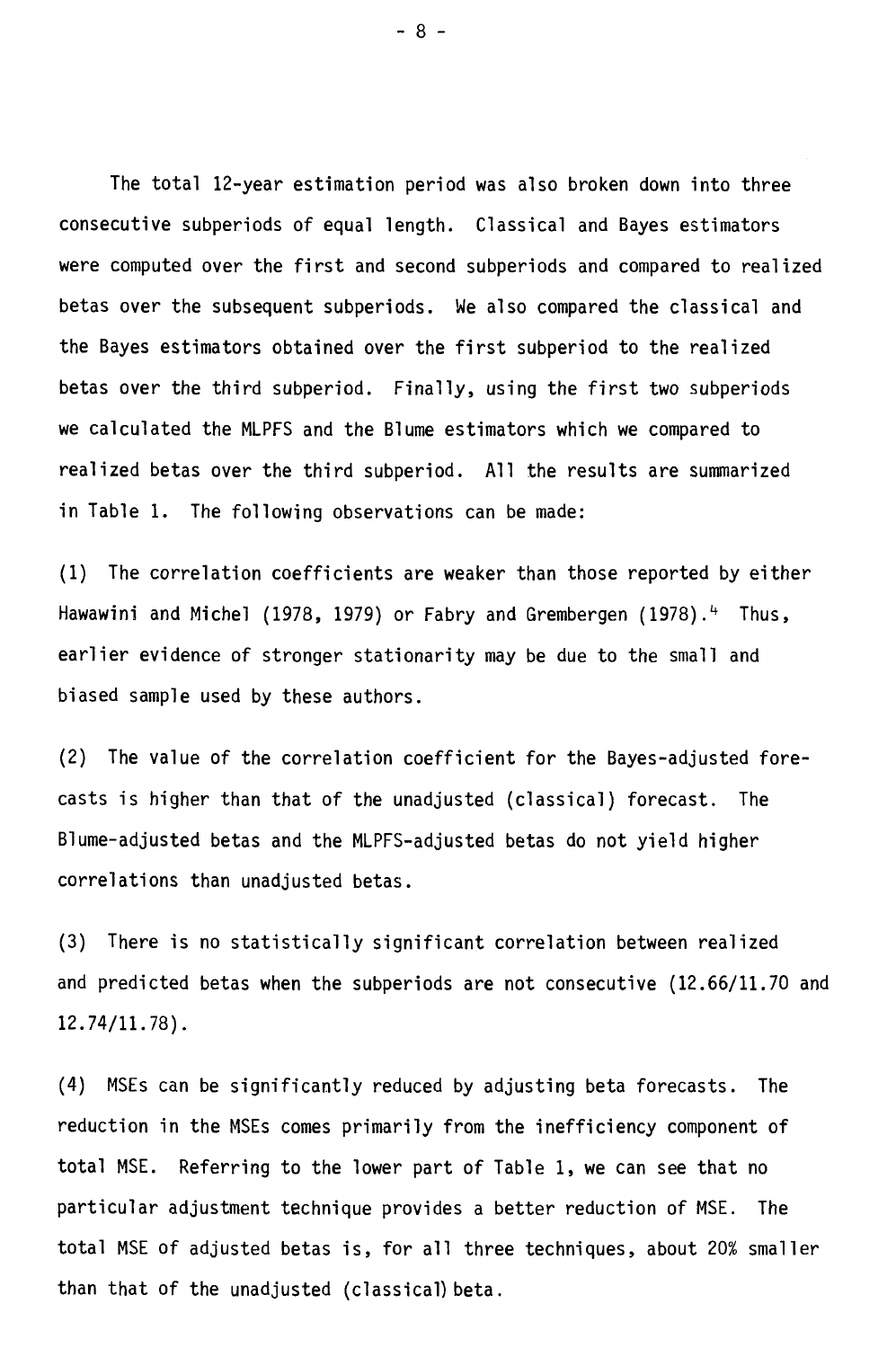The total 12-year estimation period was also broken down into three consecutive subperiods of equal length. Classical and Bayes estimators were computed over the first and second subperiods and compared to realized betas over the subsequent subperiods. We also compared the classical and the Bayes estimators obtained over the first subperiod to the realized betas over the third subperiod. Finally, using the first two subperiods we calculated the MLPFS and the Blume estimators which we compared to realized betas over the third subperiod. All the results are summarized in Table 1. The following observations can be made:

(1) The correlation coefficients are weaker than those reported by either Hawawini and Michel (1978, 1979) or Fabry and Grembergen (1978).[4] Thus, earlier evidence of stronger stationarity may be due to the small and biased sample used by these authors.

(2) The value of the correlation coefficient for the Bayes-adjusted forecasts is higher than that of the unadjusted (classical) forecast. The Blume-adjusted betas and the MLPFS-adjusted betas do not yield higher correlations than unadjusted betas.

(3) There is no statistically significant correlation between realized and predicted betas when the subperiods are not consecutive (12.66/11.70 and 12.74/11.78).

(4) MSEs can be significantly reduced by adjusting beta forecasts. The reduction in the MSEs comes primarily from the inefficiency component of total MSE. Referring to the lower part of Table 1, we can see that no particular adjustment technique provides a better reduction of MSE. The total MSE of adjusted betas is, for all three techniques, about 20% smaller than that of the unadjusted (classical) beta.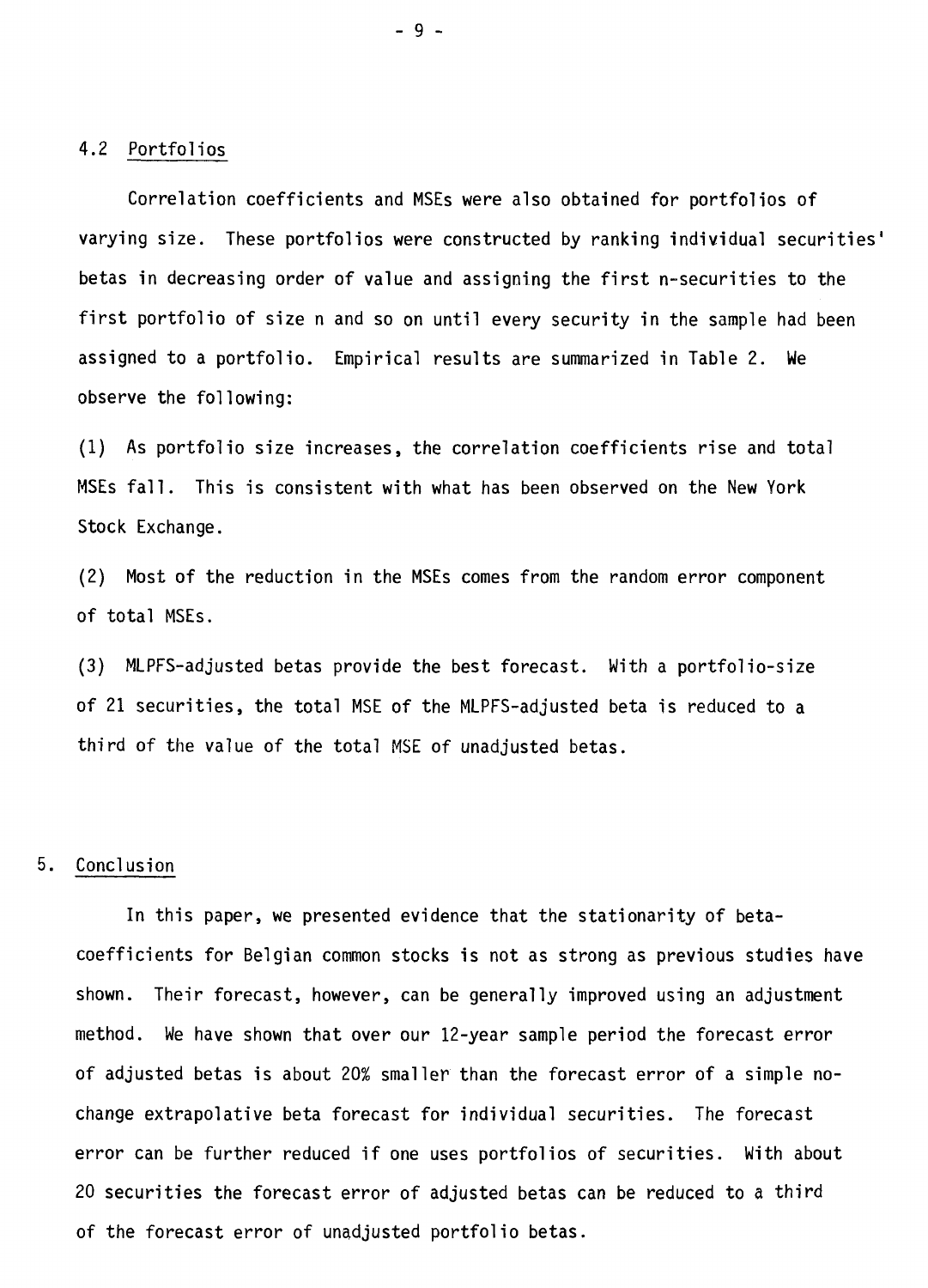### 4.2 Portfolios

Correlation coefficients and MSEs were also obtained for portfolios of varying size. These portfolios were constructed by ranking individual securities' betas in decreasing order of value and assigning the first n-securities to the first portfolio of size n and so on until every security in the sample had been assigned to a portfolio. Empirical results are summarized in Table 2. We observe the following:

(1) As portfolio size increases, the correlation coefficients rise and total MSEs fall. This is consistent with what has been observed on the New York Stock Exchange.

(2) Most of the reduction in the MSEs comes from the random error component of total MSEs.

(3) MLPFS-adjusted betas provide the best forecast. With a portfolio-size of 21 securities, the total MSE of the MLPFS-adjusted beta is reduced to a third of the value of the total MSE of unadjusted betas.

## 5. Conclusion

In this paper, we presented evidence that the stationarity of beta-coefficients for Belgian common stocks is not as strong as previous studies have shown. Their forecast, however, can be generally improved using an adjustment method. We have shown that over our 12-year sample period the forecast error of adjusted betas is about 20% smaller than the forecast error of a simple no-change extrapolative beta forecast for individual securities. The forecast error can be further reduced if one uses portfolios of securities. With about 20 securities the forecast error of adjusted betas can be reduced to a third of the forecast error of unadjusted portfolio betas.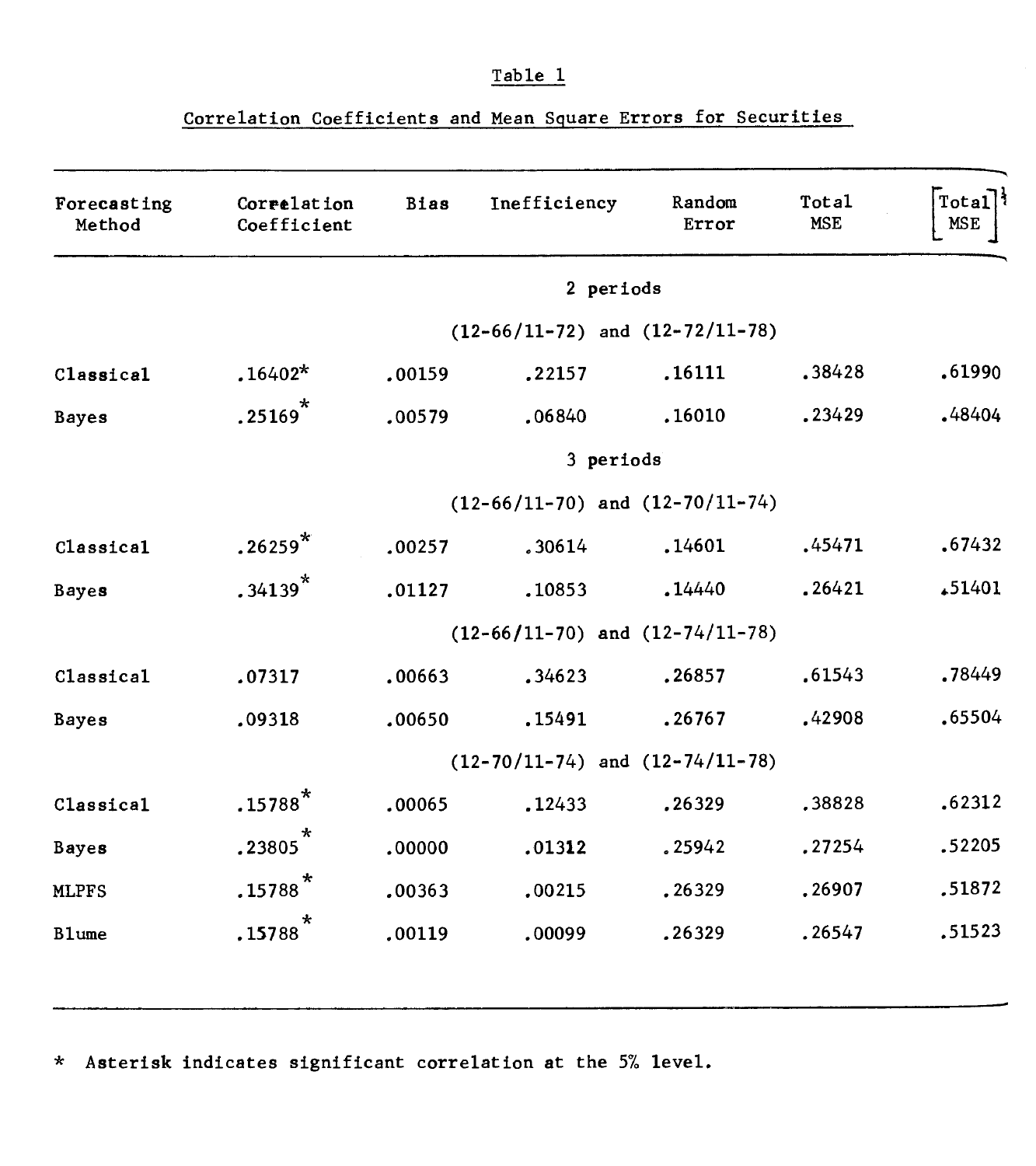Table 1

Correlation Coefficients and Mean Square Errors for Securities

| Forecasting Method | Correlation Coefficient | Bias | Inefficiency | Random Error | Total MSE | $\left[\text{Total MSE}\right]^{\frac{1}{2}}$ |
|---|---|---|---|---|---|---|
| | | | 2 periods | | | |
| | | | (12-66/11-72) and (12-72/11-78) | | | |
| Classical | .16402* | .00159 | .22157 | .16111 | .38428 | .61990 |
| Bayes | .25169* | .00579 | .06840 | .16010 | .23429 | .48404 |
| | | | 3 periods | | | |
| | | | (12-66/11-70) and (12-70/11-74) | | | |
| Classical | .26259* | .00257 | .30614 | .14601 | .45471 | .67432 |
| Bayes | .34139* | .01127 | .10853 | .14440 | .26421 | .51401 |
| | | | (12-66/11-70) and (12-74/11-78) | | | |
| Classical | .07317 | .00663 | .34623 | .26857 | .61543 | .78449 |
| Bayes | .09318 | .00650 | .15491 | .26767 | .42908 | .65504 |
| | | | (12-70/11-74) and (12-74/11-78) | | | |
| Classical | .15788* | .00065 | .12433 | .26329 | .38828 | .62312 |
| Bayes | .23805* | .00000 | .01312 | .25942 | .27254 | .52205 |
| MLPFS | .15788* | .00363 | .00215 | .26329 | .26907 | .51872 |
| Blume | .15788* | .00119 | .00099 | .26329 | .26547 | .51523 |

\* Asterisk indicates significant correlation at the 5% level.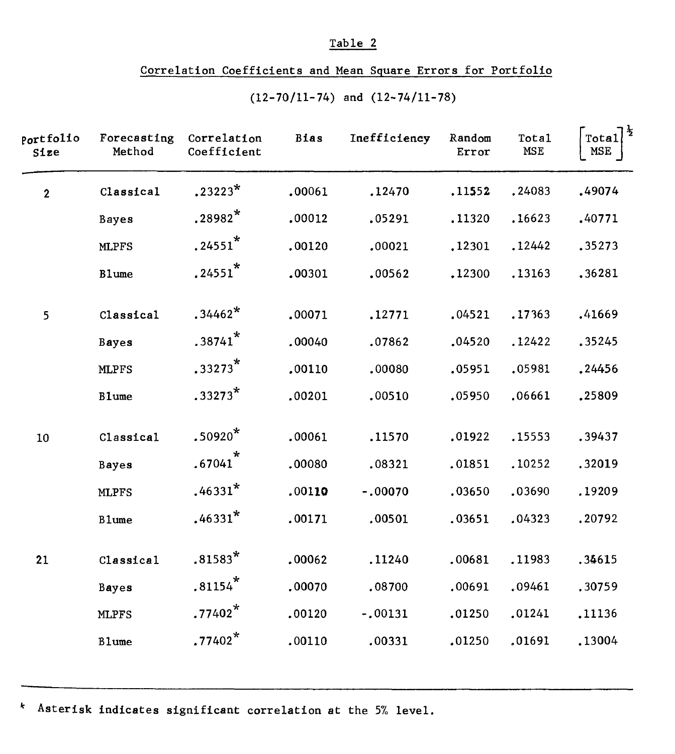Table 2

Correlation Coefficients and Mean Square Errors for Portfolio

(12-70/11-74) and (12-74/11-78)

| Portfolio Size | Forecasting Method | Correlation Coefficient | Bias | Inefficiency | Random Error | Total MSE | $\left[\text{Total MSE}\right]^{\frac{1}{2}}$ |
|---|---|---|---|---|---|---|---|
| 2 | Classical | .23223* | .00061 | .12470 | .11552 | .24083 | .49074 |
| | Bayes | .28982* | .00012 | .05291 | .11320 | .16623 | .40771 |
| | MLPFS | .24551* | .00120 | .00021 | .12301 | .12442 | .35273 |
| | Blume | .24551* | .00301 | .00562 | .12300 | .13163 | .36281 |
| 5 | Classical | .34462* | .00071 | .12771 | .04521 | .17363 | .41669 |
| | Bayes | .38741* | .00040 | .07862 | .04520 | .12422 | .35245 |
| | MLPFS | .33273* | .00110 | .00080 | .05951 | .05981 | .24456 |
| | Blume | .33273* | .00201 | .00510 | .05950 | .06661 | .25809 |
| 10 | Classical | .50920* | .00061 | .11570 | .01922 | .15553 | .39437 |
| | Bayes | .67041* | .00080 | .08321 | .01851 | .10252 | .32019 |
| | MLPFS | .46331* | .00110 | -.00070 | .03650 | .03690 | .19209 |
| | Blume | .46331* | .00171 | .00501 | .03651 | .04323 | .20792 |
| 21 | Classical | .81583* | .00062 | .11240 | .00681 | .11983 | .34615 |
| | Bayes | .81154* | .00070 | .08700 | .00691 | .09461 | .30759 |
| | MLPFS | .77402* | .00120 | -.00131 | .01250 | .01241 | .11136 |
| | Blume | .77402* | .00110 | .00331 | .01250 | .01691 | .13004 |

* Asterisk indicates significant correlation at the 5% level.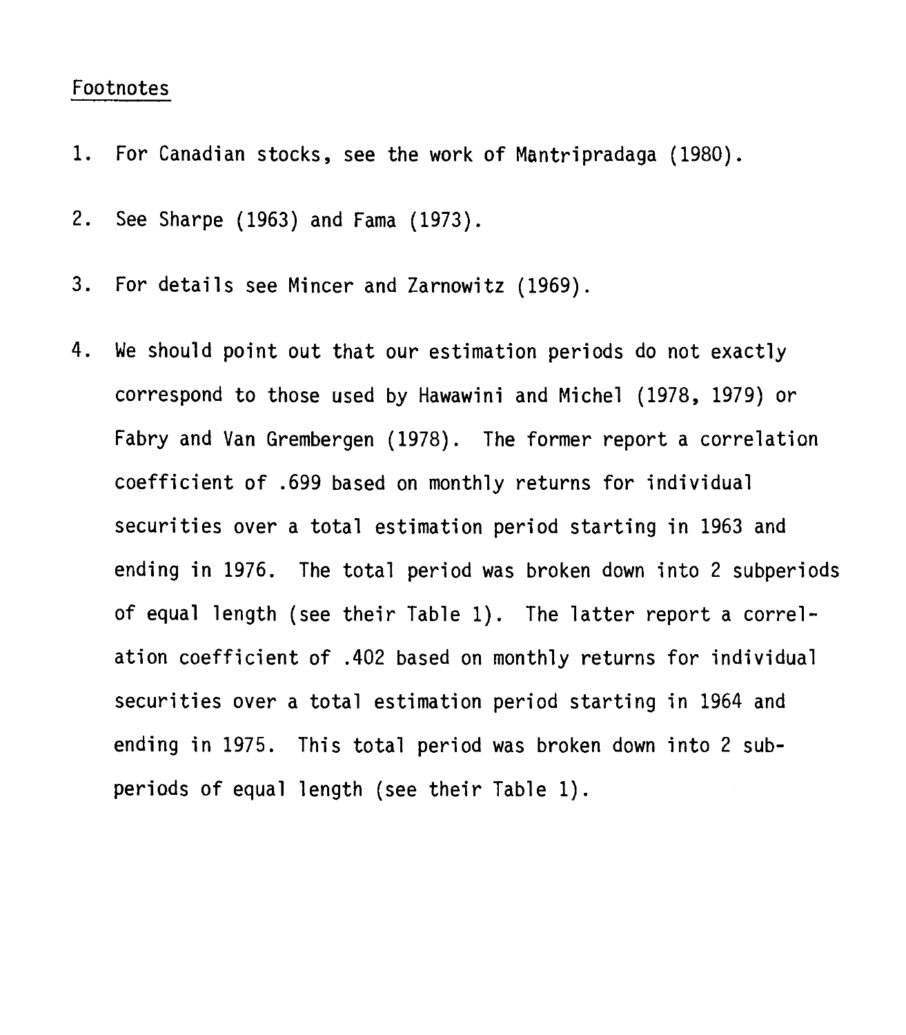## Footnotes

1. For Canadian stocks, see the work of Mantripradaga (1980).
2. See Sharpe (1963) and Fama (1973).
3. For details see Mincer and Zarnowitz (1969).
4. We should point out that our estimation periods do not exactly correspond to those used by Hawawini and Michel (1978, 1979) or Fabry and Van Grembergen (1978). The former report a correlation coefficient of .699 based on monthly returns for individual securities over a total estimation period starting in 1963 and ending in 1976. The total period was broken down into 2 subperiods of equal length (see their Table 1). The latter report a correlation coefficient of .402 based on monthly returns for individual securities over a total estimation period starting in 1964 and ending in 1975. This total period was broken down into 2 subperiods of equal length (see their Table 1).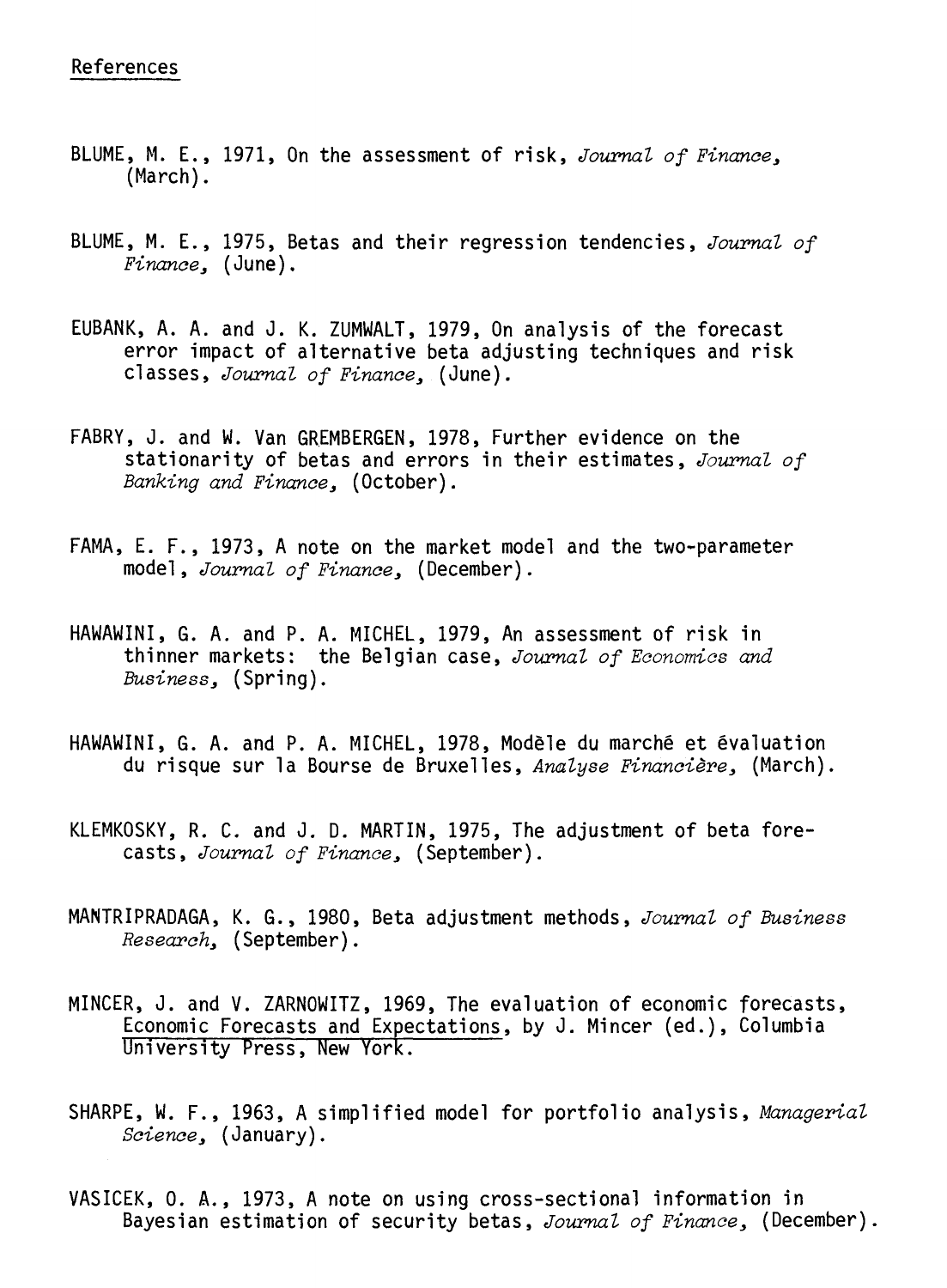## References

BLUME, M. E., 1971, On the assessment of risk, *Journal of Finance*, (March).

BLUME, M. E., 1975, Betas and their regression tendencies, *Journal of Finance*, (June).

EUBANK, A. A. and J. K. ZUMWALT, 1979, On analysis of the forecast error impact of alternative beta adjusting techniques and risk classes, *Journal of Finance*, (June).

FABRY, J. and W. Van GREMBERGEN, 1978, Further evidence on the stationarity of betas and errors in their estimates, *Journal of Banking and Finance*, (October).

FAMA, E. F., 1973, A note on the market model and the two-parameter model, *Journal of Finance*, (December).

HAWAWINI, G. A. and P. A. MICHEL, 1979, An assessment of risk in thinner markets: the Belgian case, *Journal of Economics and Business*, (Spring).

HAWAWINI, G. A. and P. A. MICHEL, 1978, Modèle du marché et évaluation du risque sur la Bourse de Bruxelles, *Analyse Financière*, (March).

KLEMKOSKY, R. C. and J. D. MARTIN, 1975, The adjustment of beta forecasts, *Journal of Finance*, (September).

MANTRIPRADAGA, K. G., 1980, Beta adjustment methods, *Journal of Business Research*, (September).

MINCER, J. and V. ZARNOWITZ, 1969, The evaluation of economic forecasts, Economic Forecasts and Expectations, by J. Mincer (ed.), Columbia University Press, New York.

SHARPE, W. F., 1963, A simplified model for portfolio analysis, *Managerial Science*, (January).

VASICEK, O. A., 1973, A note on using cross-sectional information in Bayesian estimation of security betas, *Journal of Finance*, (December).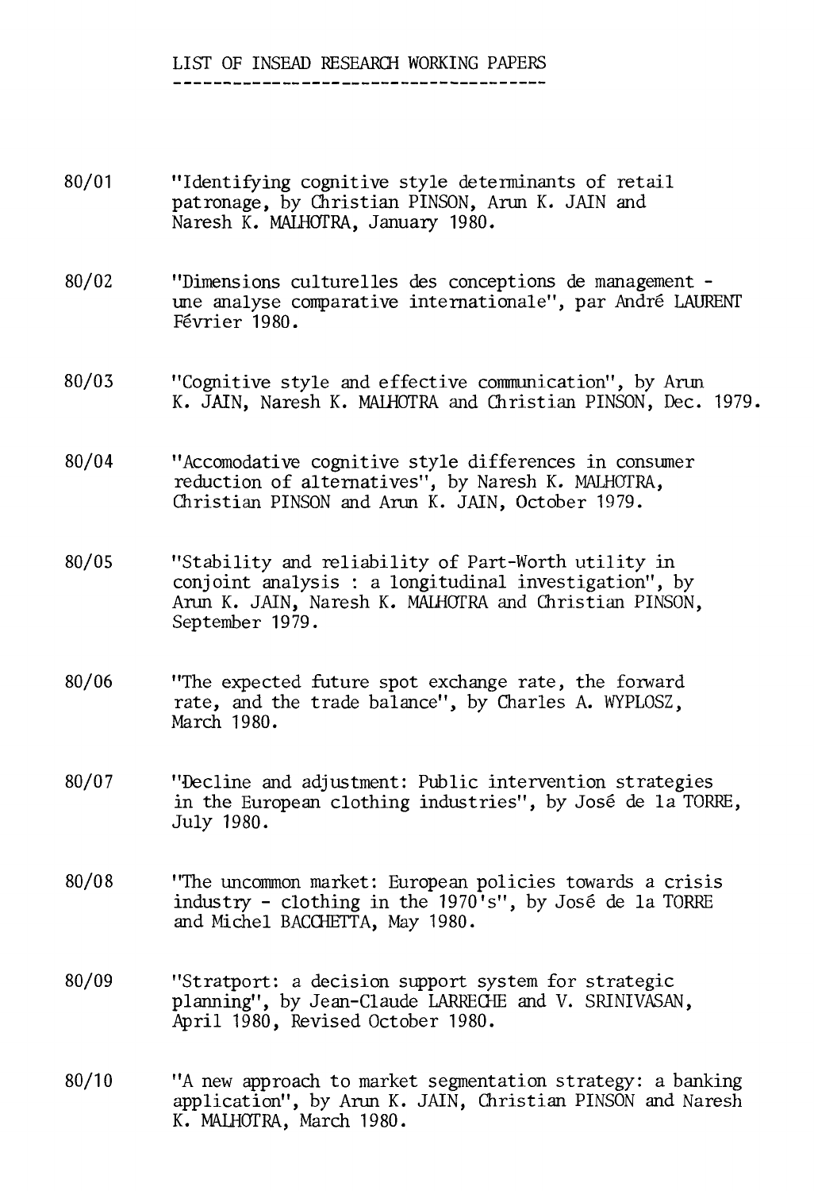# LIST OF INSEAD RESEARCH WORKING PAPERS

80/01 "Identifying cognitive style determinants of retail patronage, by Christian PINSON, Arun K. JAIN and Naresh K. MALHOTRA, January 1980.

80/02 "Dimensions culturelles des conceptions de management - une analyse comparative internationale", par André LAURENT Février 1980.

80/03 "Cognitive style and effective communication", by Arun K. JAIN, Naresh K. MALHOTRA and Christian PINSON, Dec. 1979.

80/04 "Accomodative cognitive style differences in consumer reduction of alternatives", by Naresh K. MALHOTRA, Christian PINSON and Arun K. JAIN, October 1979.

80/05 "Stability and reliability of Part-Worth utility in conjoint analysis : a longitudinal investigation", by Arun K. JAIN, Naresh K. MALHOTRA and Christian PINSON, September 1979.

80/06 "The expected future spot exchange rate, the forward rate, and the trade balance", by Charles A. WYPLOSZ, March 1980.

80/07 "Decline and adjustment: Public intervention strategies in the European clothing industries", by José de la TORRE, July 1980.

80/08 "The uncommon market: European policies towards a crisis industry - clothing in the 1970's", by José de la TORRE and Michel BACCHETTA, May 1980.

80/09 "Stratport: a decision support system for strategic planning", by Jean-Claude LARRECHE and V. SRINIVASAN, April 1980, Revised October 1980.

80/10 "A new approach to market segmentation strategy: a banking application", by Arun K. JAIN, Christian PINSON and Naresh K. MALHOTRA, March 1980.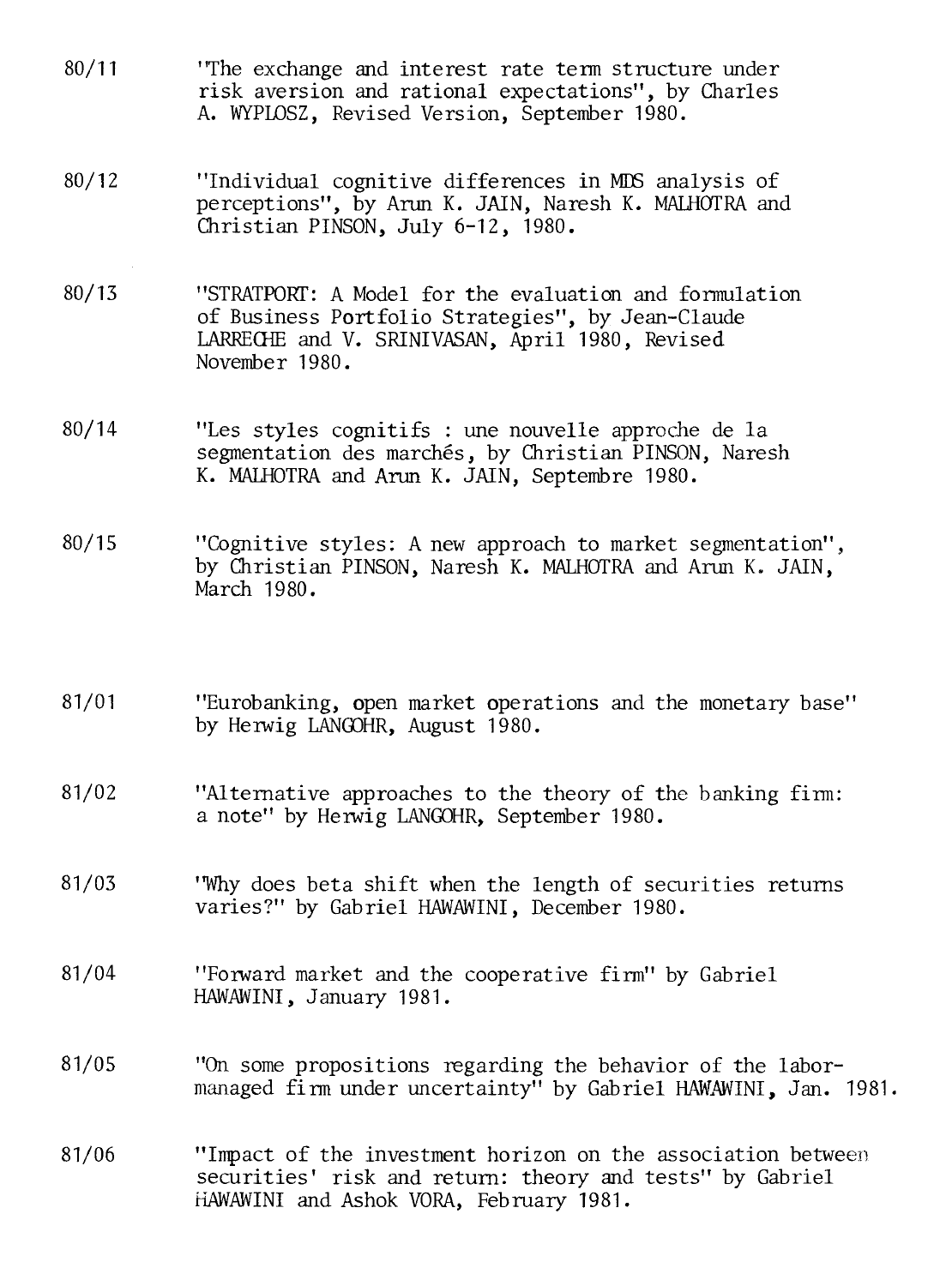80/11 "The exchange and interest rate term structure under risk aversion and rational expectations", by Charles A. WYPLOSZ, Revised Version, September 1980.

80/12 "Individual cognitive differences in MDS analysis of perceptions", by Arun K. JAIN, Naresh K. MALHOTRA and Christian PINSON, July 6-12, 1980.

80/13 "STRATPORT: A Model for the evaluation and formulation of Business Portfolio Strategies", by Jean-Claude LARRECHE and V. SRINIVASAN, April 1980, Revised November 1980.

80/14 "Les styles cognitifs : une nouvelle approche de la segmentation des marchés, by Christian PINSON, Naresh K. MALHOTRA and Arun K. JAIN, Septembre 1980.

80/15 "Cognitive styles: A new approach to market segmentation", by Christian PINSON, Naresh K. MALHOTRA and Arun K. JAIN, March 1980.

81/01 "Eurobanking, open market operations and the monetary base" by Herwig LANGOHR, August 1980.

81/02 "Alternative approaches to the theory of the banking firm: a note" by Herwig LANGOHR, September 1980.

81/03 "Why does beta shift when the length of securities returns varies?" by Gabriel HAWAWINI, December 1980.

81/04 "Forward market and the cooperative firm" by Gabriel HAWAWINI, January 1981.

81/05 "On some propositions regarding the behavior of the labor-managed firm under uncertainty" by Gabriel HAWAWINI, Jan. 1981.

81/06 "Impact of the investment horizon on the association between securities' risk and return: theory and tests" by Gabriel HAWAWINI and Ashok VORA, February 1981.